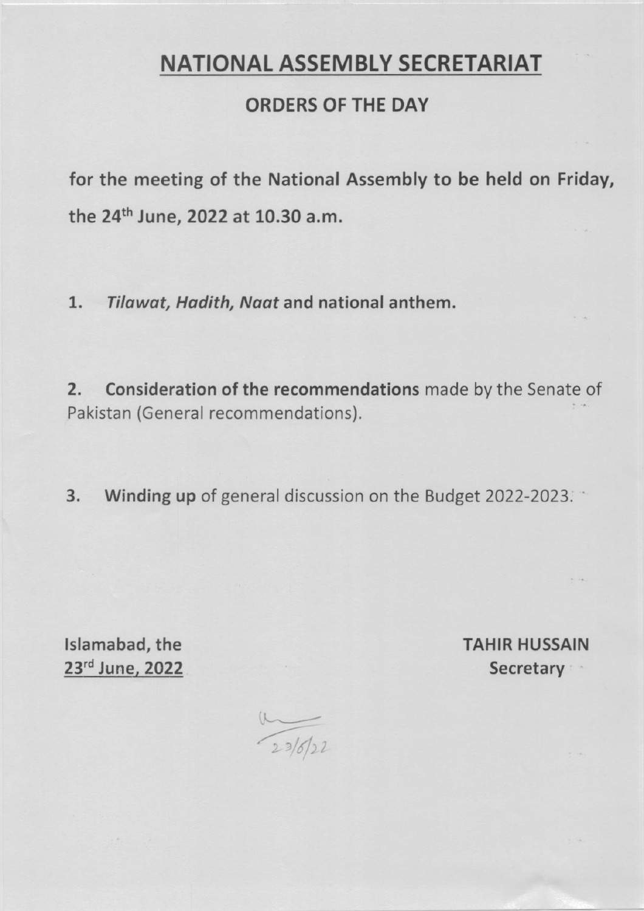# NATIONAL ASSEMBLY SECRETARIAT

## ORDERS OF THE DAY

**for the meeting of the National Assembly to be held on Friday, the 24th June, 2022 at 10.30 a.m.**

1. ***Tilawat, Hadith, Naat* and national anthem.**

2. **Consideration of the recommendations** made by the Senate of Pakistan (General recommendations).

3. **Winding up** of general discussion on the Budget 2022-2023.

**Islamabad, the**
**23rd June, 2022**

**TAHIR HUSSAIN**
**Secretary**

23/6/22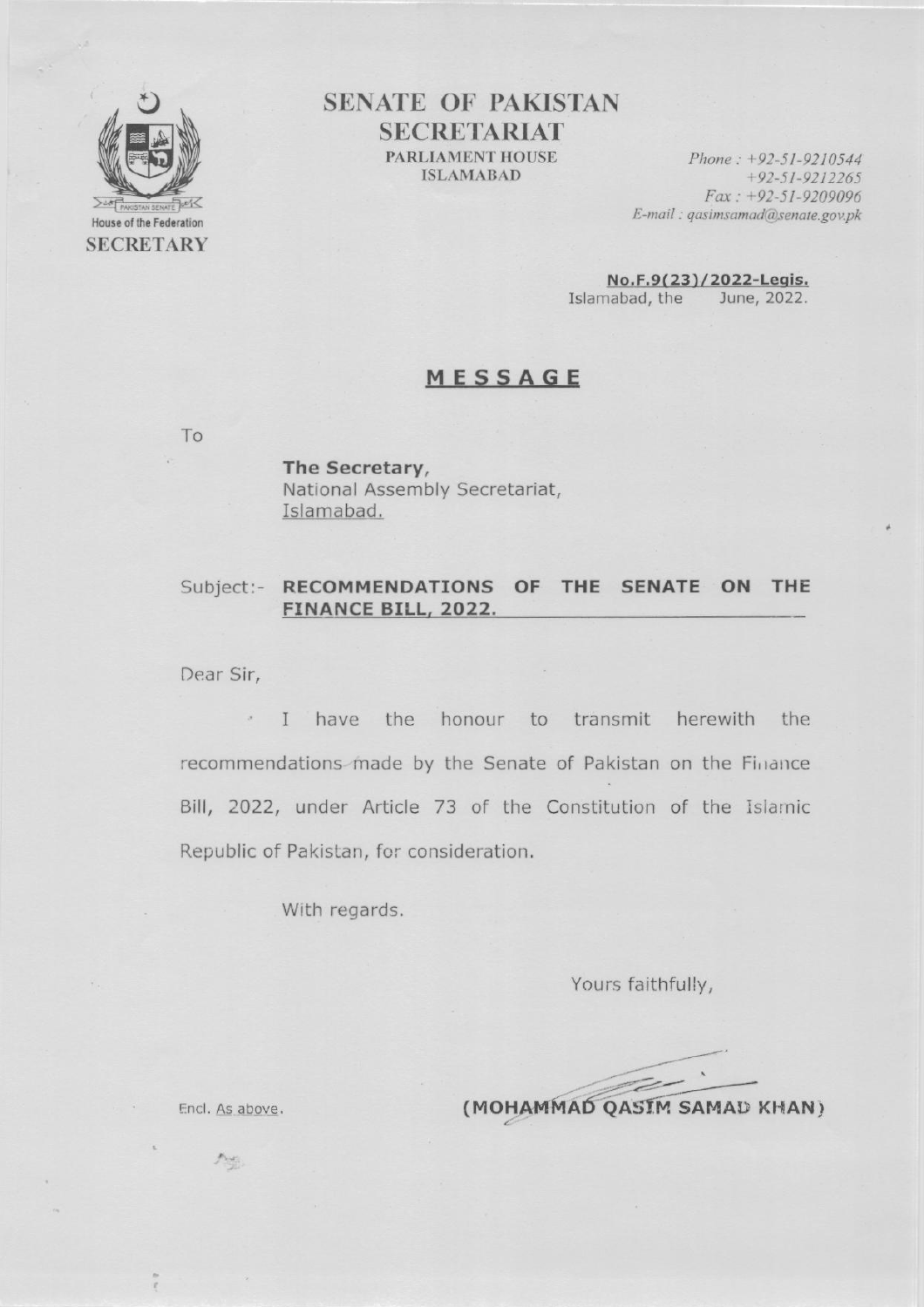# SENATE OF PAKISTAN SECRETARIAT

PARLIAMENT HOUSE
ISLAMABAD

House of the Federation
**SECRETARY**

*Phone : +92-51-9210544*
*+92-51-9212265*
*Fax : +92-51-9209096*
*E-mail : qasimsamad@senate.gov.pk*

**No.F.9(23)/2022-Legis.**
Islamabad, the June, 2022.

## MESSAGE

To

**The Secretary,**
National Assembly Secretariat,
Islamabad.

Subject:- **RECOMMENDATIONS OF THE SENATE ON THE FINANCE BILL, 2022.**

Dear Sir,

I have the honour to transmit herewith the recommendations made by the Senate of Pakistan on the Finance Bill, 2022, under Article 73 of the Constitution of the Islamic Republic of Pakistan, for consideration.

With regards.

Yours faithfully,

**(MOHAMMAD QASIM SAMAD KHAN)**

Encl. As above.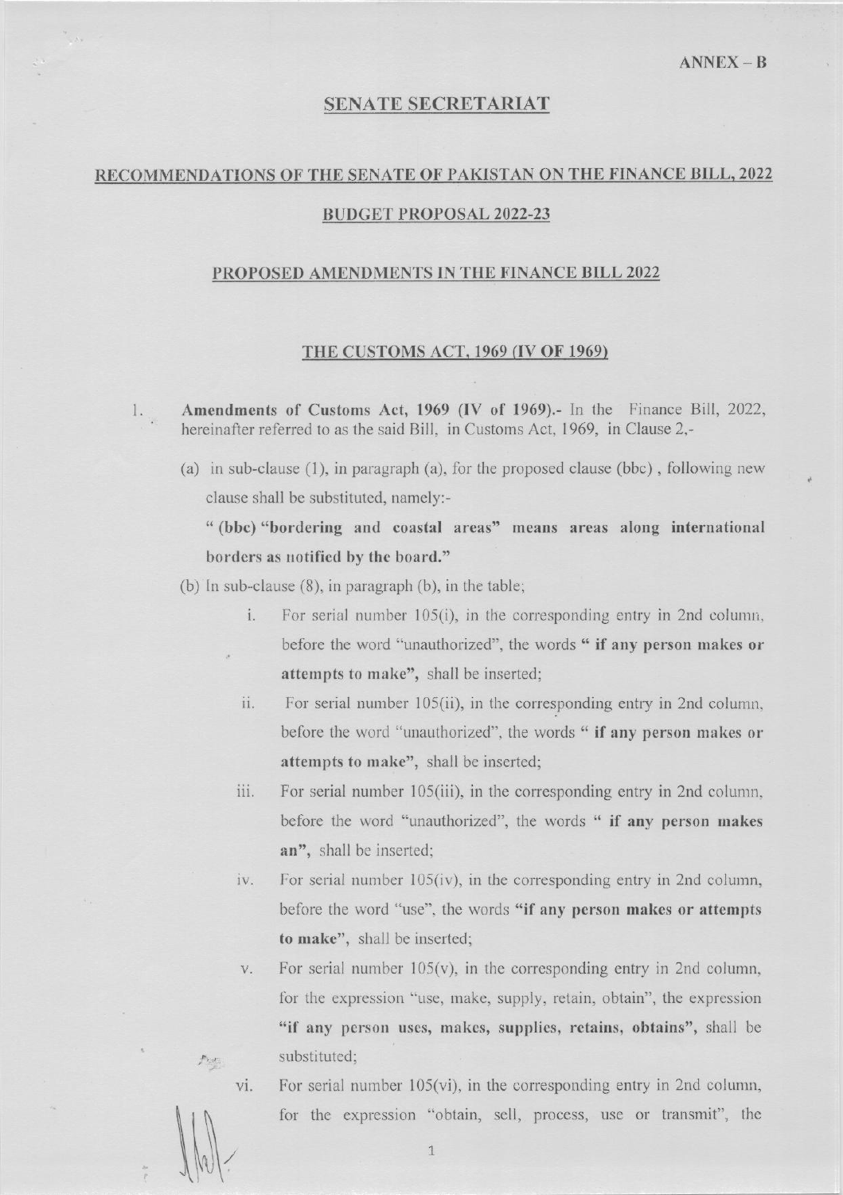**ANNEX – B**

## SENATE SECRETARIAT

## RECOMMENDATIONS OF THE SENATE OF PAKISTAN ON THE FINANCE BILL, 2022

## BUDGET PROPOSAL 2022-23

## PROPOSED AMENDMENTS IN THE FINANCE BILL 2022

### THE CUSTOMS ACT, 1969 (IV OF 1969)

1. **Amendments of Customs Act, 1969 (IV of 1969).-** In the Finance Bill, 2022, hereinafter referred to as the said Bill, in Customs Act, 1969, in Clause 2,-

   (a) in sub-clause (1), in paragraph (a), for the proposed clause (bbc), following new clause shall be substituted, namely:-

   " **(bbc) "bordering and coastal areas" means areas along international borders as notified by the board."**

   (b) In sub-clause (8), in paragraph (b), in the table;

   i. For serial number 105(i), in the corresponding entry in 2nd column, before the word "unauthorized", the words " **if any person makes or attempts to make",** shall be inserted;

   ii. For serial number 105(ii), in the corresponding entry in 2nd column, before the word "unauthorized", the words " **if any person makes or attempts to make",** shall be inserted;

   iii. For serial number 105(iii), in the corresponding entry in 2nd column, before the word "unauthorized", the words " **if any person makes an",** shall be inserted;

   iv. For serial number 105(iv), in the corresponding entry in 2nd column, before the word "use", the words **"if any person makes or attempts to make",** shall be inserted;

   v. For serial number 105(v), in the corresponding entry in 2nd column, for the expression "use, make, supply, retain, obtain", the expression **"if any person uses, makes, supplies, retains, obtains",** shall be substituted;

   vi. For serial number 105(vi), in the corresponding entry in 2nd column, for the expression "obtain, sell, process, use or transmit", the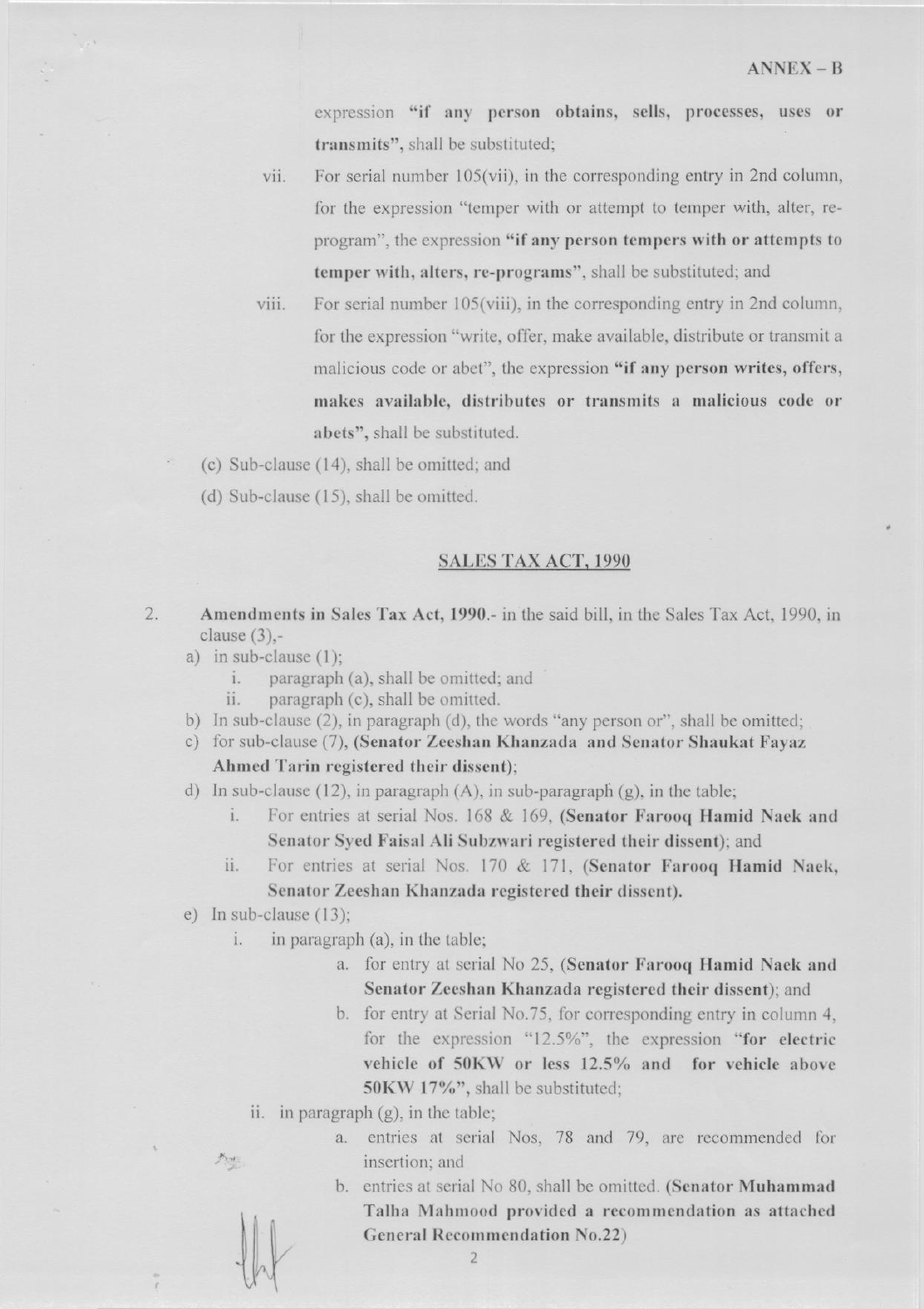ANNEX – B

expression **"if any person obtains, sells, processes, uses or transmits"**, shall be substituted;

vii. For serial number 105(vii), in the corresponding entry in 2nd column, for the expression "temper with or attempt to temper with, alter, re-program", the expression **"if any person tempers with or attempts to temper with, alters, re-programs"**, shall be substituted; and

viii. For serial number 105(viii), in the corresponding entry in 2nd column, for the expression "write, offer, make available, distribute or transmit a malicious code or abet", the expression **"if any person writes, offers, makes available, distributes or transmits a malicious code or abets"**, shall be substituted.

(c) Sub-clause (14), shall be omitted; and

(d) Sub-clause (15), shall be omitted.

## SALES TAX ACT, 1990

2. **Amendments in Sales Tax Act, 1990.**- in the said bill, in the Sales Tax Act, 1990, in clause (3),-

a) in sub-clause (1);
   i. paragraph (a), shall be omitted; and
   ii. paragraph (c), shall be omitted.

b) In sub-clause (2), in paragraph (d), the words "any person or", shall be omitted;

c) for sub-clause (7), **(Senator Zeeshan Khanzada and Senator Shaukat Fayaz Ahmed Tarin registered their dissent)**;

d) In sub-clause (12), in paragraph (A), in sub-paragraph (g), in the table;
   i. For entries at serial Nos. 168 & 169, **(Senator Farooq Hamid Naek and Senator Syed Faisal Ali Subzwari registered their dissent)**; and
   ii. For entries at serial Nos. 170 & 171, **(Senator Farooq Hamid Naek, Senator Zeeshan Khanzada registered their dissent).**

e) In sub-clause (13);
   i. in paragraph (a), in the table;
      a. for entry at serial No 25, **(Senator Farooq Hamid Naek and Senator Zeeshan Khanzada registered their dissent)**; and
      b. for entry at Serial No.75, for corresponding entry in column 4, for the expression "12.5%", the expression **"for electric vehicle of 50KW or less 12.5% and for vehicle above 50KW 17%"**, shall be substituted;
   ii. in paragraph (g), in the table;
      a. entries at serial Nos, 78 and 79, are recommended for insertion; and
      b. entries at serial No 80, shall be omitted. **(Senator Muhammad Talha Mahmood provided a recommendation as attached General Recommendation No.22)**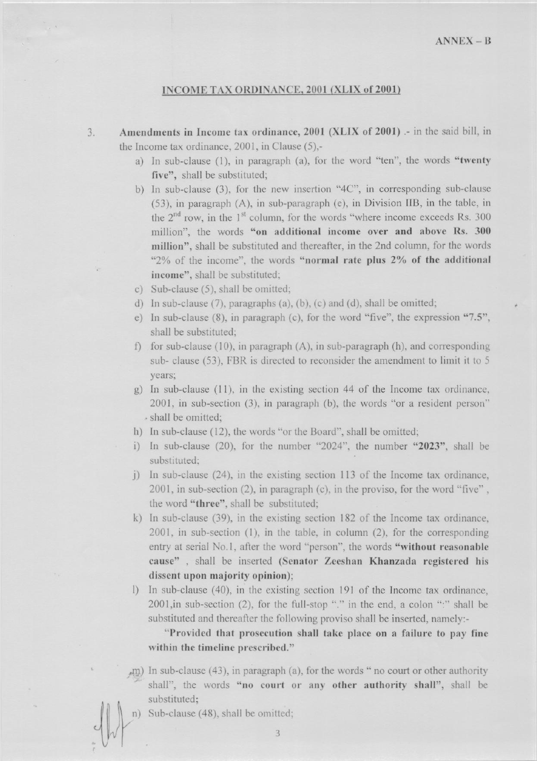**ANNEX – B**

## INCOME TAX ORDINANCE, 2001 (XLIX of 2001)

3. **Amendments in Income tax ordinance, 2001 (XLIX of 2001)** .- in the said bill, in the Income tax ordinance, 2001, in Clause (5),-

   a) In sub-clause (1), in paragraph (a), for the word "ten", the words **"twenty five"**, shall be substituted;

   b) In sub-clause (3), for the new insertion "4C", in corresponding sub-clause (53), in paragraph (A), in sub-paragraph (e), in Division IIB, in the table, in the 2nd row, in the 1st column, for the words "where income exceeds Rs. 300 million", the words **"on additional income over and above Rs. 300 million"**, shall be substituted and thereafter, in the 2nd column, for the words "2% of the income", the words **"normal rate plus 2% of the additional income"**, shall be substituted;

   c) Sub-clause (5), shall be omitted;

   d) In sub-clause (7), paragraphs (a), (b), (c) and (d), shall be omitted;

   e) In sub-clause (8), in paragraph (c), for the word "five", the expression **"7.5"**, shall be substituted;

   f) for sub-clause (10), in paragraph (A), in sub-paragraph (h), and corresponding sub- clause (53), FBR is directed to reconsider the amendment to limit it to 5 years;

   g) In sub-clause (11), in the existing section 44 of the Income tax ordinance, 2001, in sub-section (3), in paragraph (b), the words "or a resident person" shall be omitted;

   h) In sub-clause (12), the words "or the Board", shall be omitted;

   i) In sub-clause (20), for the number "2024", the number **"2023"**, shall be substituted;

   j) In sub-clause (24), in the existing section 113 of the Income tax ordinance, 2001, in sub-section (2), in paragraph (c), in the proviso, for the word "five", the word **"three"**, shall be substituted;

   k) In sub-clause (39), in the existing section 182 of the Income tax ordinance, 2001, in sub-section (1), in the table, in column (2), for the corresponding entry at serial No.1, after the word "person", the words **"without reasonable cause"** , shall be inserted **(Senator Zeeshan Khanzada registered his dissent upon majority opinion)**;

   l) In sub-clause (40), in the existing section 191 of the Income tax ordinance, 2001,in sub-section (2), for the full-stop "." in the end, a colon ":" shall be substituted and thereafter the following proviso shall be inserted, namely:-

      **"Provided that prosecution shall take place on a failure to pay fine within the timeline prescribed."**

   m) In sub-clause (43), in paragraph (a), for the words " no court or other authority shall", the words **"no court or any other authority shall"**, shall be substituted;

   n) Sub-clause (48), shall be omitted;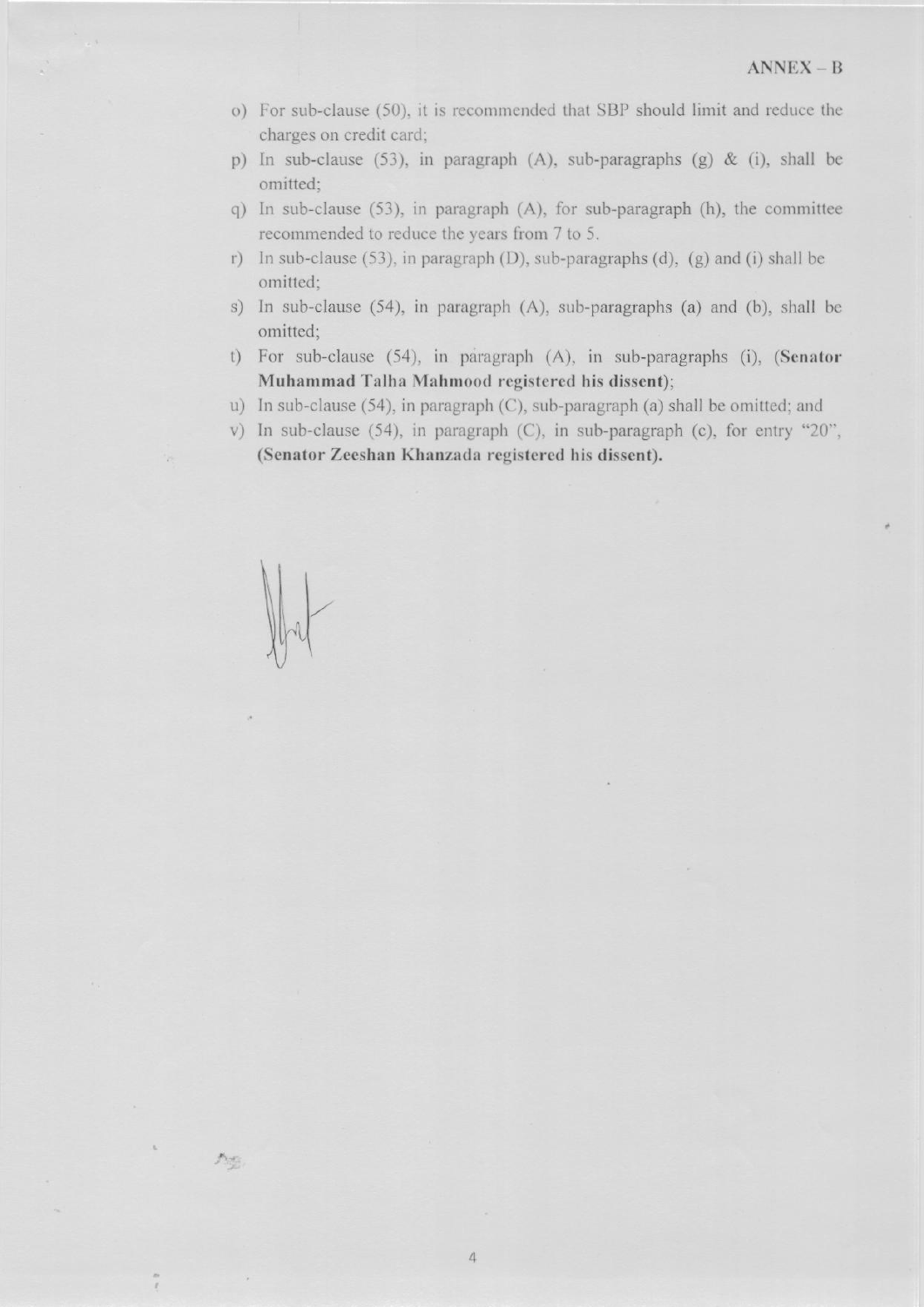ANNEX – B

o) For sub-clause (50), it is recommended that SBP should limit and reduce the charges on credit card;

p) In sub-clause (53), in paragraph (A), sub-paragraphs (g) & (i), shall be omitted;

q) In sub-clause (53), in paragraph (A), for sub-paragraph (h), the committee recommended to reduce the years from 7 to 5.

r) In sub-clause (53), in paragraph (D), sub-paragraphs (d), (g) and (i) shall be omitted;

s) In sub-clause (54), in paragraph (A), sub-paragraphs (a) and (b), shall be omitted;

t) For sub-clause (54), in paragraph (A), in sub-paragraphs (i), (**Senator Muhammad Talha Mahmood registered his dissent**);

u) In sub-clause (54), in paragraph (C), sub-paragraph (a) shall be omitted; and

v) In sub-clause (54), in paragraph (C), in sub-paragraph (c), for entry "20", **(Senator Zeeshan Khanzada registered his dissent).**